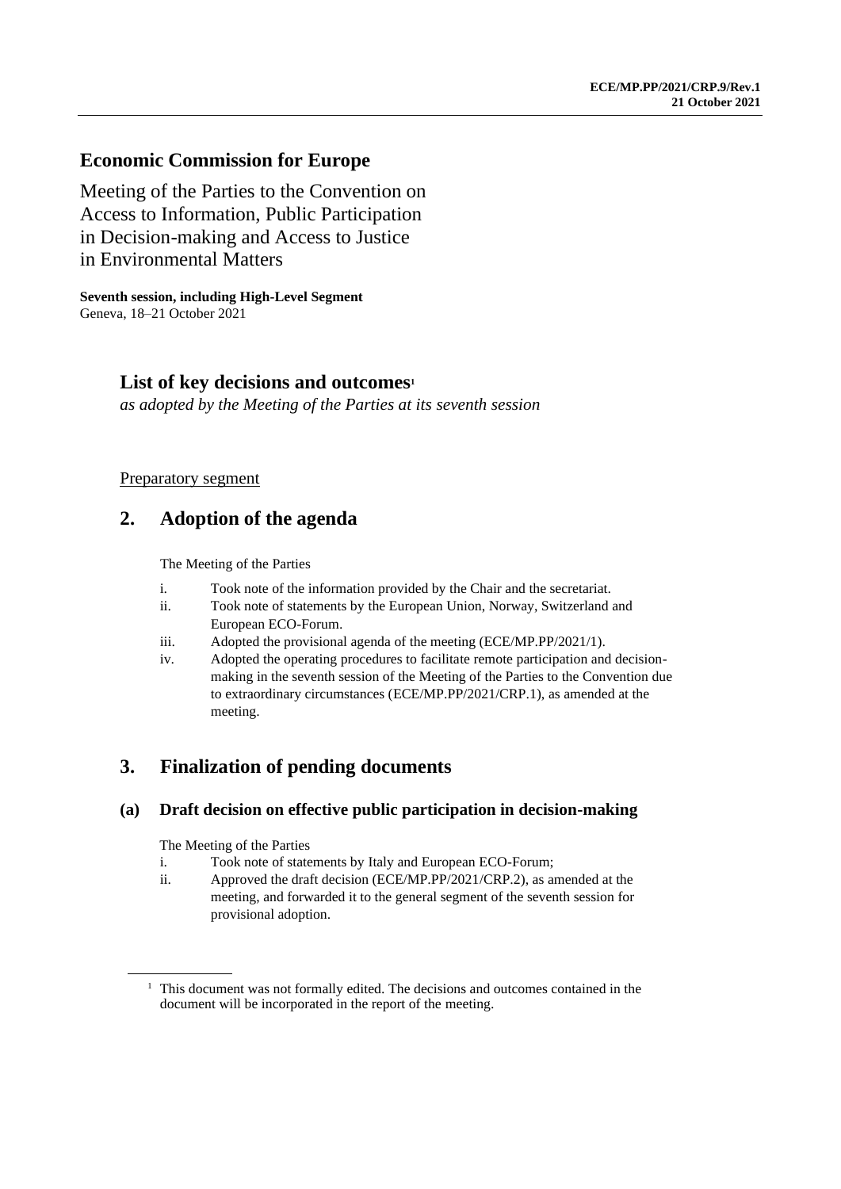ECE/MP.PP/2021/CRP.9/Rev.1
**21 October 2021**

# Economic Commission for Europe

Meeting of the Parties to the Convention on Access to Information, Public Participation in Decision-making and Access to Justice in Environmental Matters

**Seventh session, including High-Level Segment**
Geneva, 18–21 October 2021

## List of key decisions and outcomes[1]

*as adopted by the Meeting of the Parties at its seventh session*

Preparatory segment

## 2. Adoption of the agenda

The Meeting of the Parties

i. Took note of the information provided by the Chair and the secretariat.
ii. Took note of statements by the European Union, Norway, Switzerland and European ECO-Forum.
iii. Adopted the provisional agenda of the meeting (ECE/MP.PP/2021/1).
iv. Adopted the operating procedures to facilitate remote participation and decision-making in the seventh session of the Meeting of the Parties to the Convention due to extraordinary circumstances (ECE/MP.PP/2021/CRP.1), as amended at the meeting.

## 3. Finalization of pending documents

### (a) Draft decision on effective public participation in decision-making

The Meeting of the Parties

i. Took note of statements by Italy and European ECO-Forum;
ii. Approved the draft decision (ECE/MP.PP/2021/CRP.2), as amended at the meeting, and forwarded it to the general segment of the seventh session for provisional adoption.

[1] This document was not formally edited. The decisions and outcomes contained in the document will be incorporated in the report of the meeting.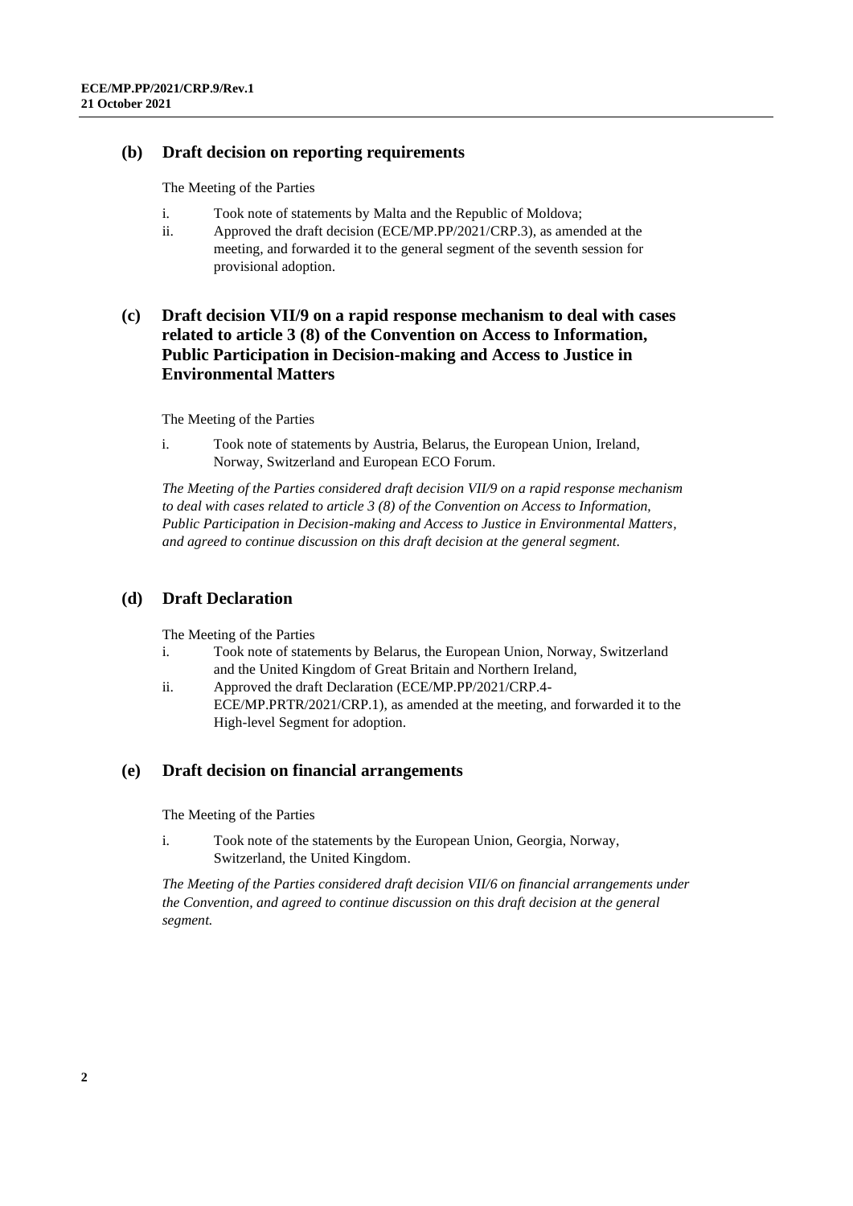### (b) Draft decision on reporting requirements

The Meeting of the Parties

i. Took note of statements by Malta and the Republic of Moldova;
ii. Approved the draft decision (ECE/MP.PP/2021/CRP.3), as amended at the meeting, and forwarded it to the general segment of the seventh session for provisional adoption.

### (c) Draft decision VII/9 on a rapid response mechanism to deal with cases related to article 3 (8) of the Convention on Access to Information, Public Participation in Decision-making and Access to Justice in Environmental Matters

The Meeting of the Parties

i. Took note of statements by Austria, Belarus, the European Union, Ireland, Norway, Switzerland and European ECO Forum.

*The Meeting of the Parties considered draft decision VII/9 on a rapid response mechanism to deal with cases related to article 3 (8) of the Convention on Access to Information, Public Participation in Decision-making and Access to Justice in Environmental Matters, and agreed to continue discussion on this draft decision at the general segment.*

### (d) Draft Declaration

The Meeting of the Parties

i. Took note of statements by Belarus, the European Union, Norway, Switzerland and the United Kingdom of Great Britain and Northern Ireland,
ii. Approved the draft Declaration (ECE/MP.PP/2021/CRP.4-ECE/MP.PRTR/2021/CRP.1), as amended at the meeting, and forwarded it to the High-level Segment for adoption.

### (e) Draft decision on financial arrangements

The Meeting of the Parties

i. Took note of the statements by the European Union, Georgia, Norway, Switzerland, the United Kingdom.

*The Meeting of the Parties considered draft decision VII/6 on financial arrangements under the Convention, and agreed to continue discussion on this draft decision at the general segment.*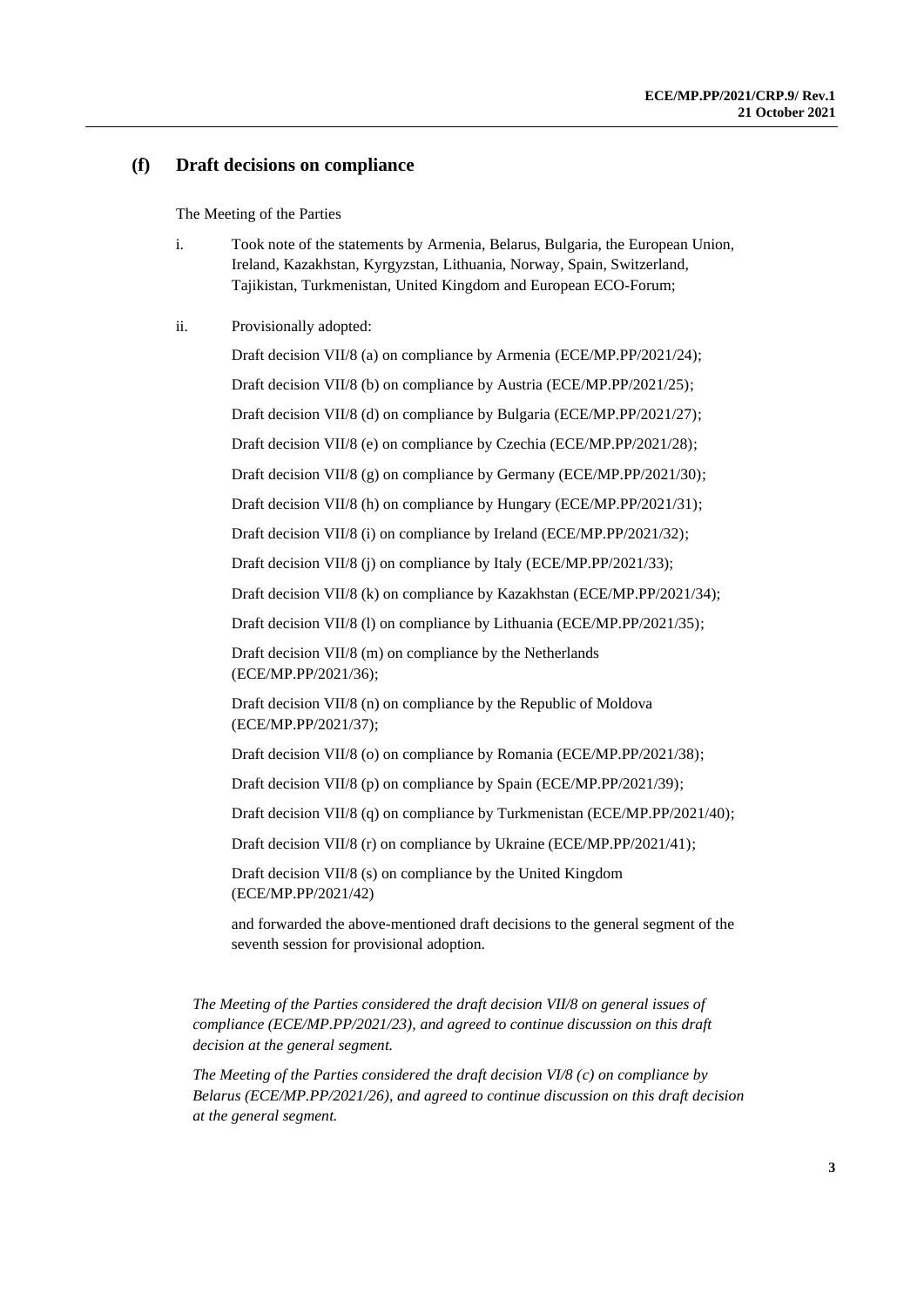### (f) Draft decisions on compliance

The Meeting of the Parties

i. Took note of the statements by Armenia, Belarus, Bulgaria, the European Union, Ireland, Kazakhstan, Kyrgyzstan, Lithuania, Norway, Spain, Switzerland, Tajikistan, Turkmenistan, United Kingdom and European ECO-Forum;

ii. Provisionally adopted:

Draft decision VII/8 (a) on compliance by Armenia (ECE/MP.PP/2021/24);

Draft decision VII/8 (b) on compliance by Austria (ECE/MP.PP/2021/25);

Draft decision VII/8 (d) on compliance by Bulgaria (ECE/MP.PP/2021/27);

Draft decision VII/8 (e) on compliance by Czechia (ECE/MP.PP/2021/28);

Draft decision VII/8 (g) on compliance by Germany (ECE/MP.PP/2021/30);

Draft decision VII/8 (h) on compliance by Hungary (ECE/MP.PP/2021/31);

Draft decision VII/8 (i) on compliance by Ireland (ECE/MP.PP/2021/32);

Draft decision VII/8 (j) on compliance by Italy (ECE/MP.PP/2021/33);

Draft decision VII/8 (k) on compliance by Kazakhstan (ECE/MP.PP/2021/34);

Draft decision VII/8 (l) on compliance by Lithuania (ECE/MP.PP/2021/35);

Draft decision VII/8 (m) on compliance by the Netherlands (ECE/MP.PP/2021/36);

Draft decision VII/8 (n) on compliance by the Republic of Moldova (ECE/MP.PP/2021/37);

Draft decision VII/8 (o) on compliance by Romania (ECE/MP.PP/2021/38);

Draft decision VII/8 (p) on compliance by Spain (ECE/MP.PP/2021/39);

Draft decision VII/8 (q) on compliance by Turkmenistan (ECE/MP.PP/2021/40);

Draft decision VII/8 (r) on compliance by Ukraine (ECE/MP.PP/2021/41);

Draft decision VII/8 (s) on compliance by the United Kingdom (ECE/MP.PP/2021/42)

and forwarded the above-mentioned draft decisions to the general segment of the seventh session for provisional adoption.

*The Meeting of the Parties considered the draft decision VII/8 on general issues of compliance (ECE/MP.PP/2021/23), and agreed to continue discussion on this draft decision at the general segment.*

*The Meeting of the Parties considered the draft decision VI/8 (c) on compliance by Belarus (ECE/MP.PP/2021/26), and agreed to continue discussion on this draft decision at the general segment.*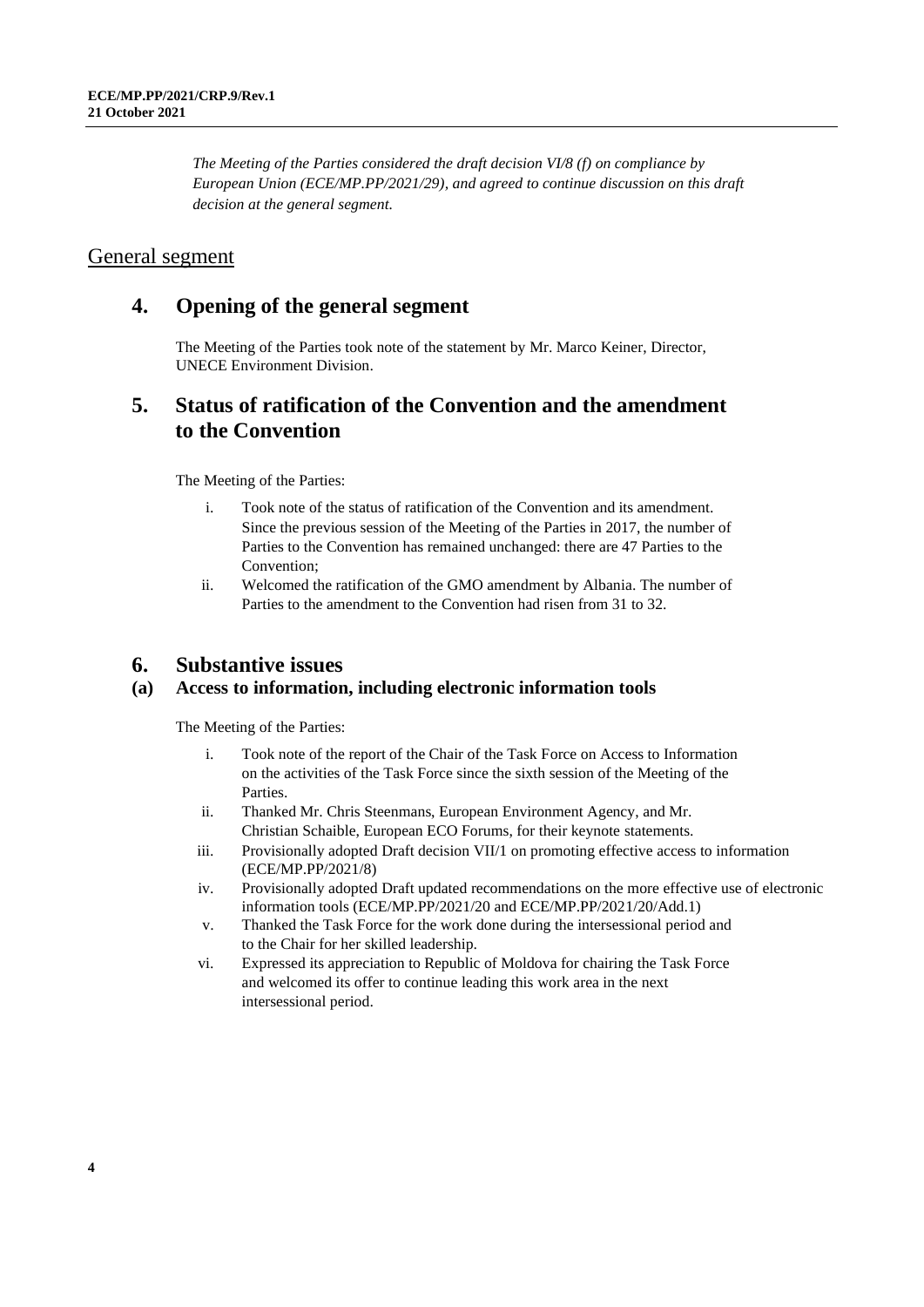*The Meeting of the Parties considered the draft decision VI/8 (f) on compliance by European Union (ECE/MP.PP/2021/29), and agreed to continue discussion on this draft decision at the general segment.*

## General segment

## 4. Opening of the general segment

The Meeting of the Parties took note of the statement by Mr. Marco Keiner, Director, UNECE Environment Division.

## 5. Status of ratification of the Convention and the amendment to the Convention

The Meeting of the Parties:

i. Took note of the status of ratification of the Convention and its amendment. Since the previous session of the Meeting of the Parties in 2017, the number of Parties to the Convention has remained unchanged: there are 47 Parties to the Convention;

ii. Welcomed the ratification of the GMO amendment by Albania. The number of Parties to the amendment to the Convention had risen from 31 to 32.

## 6. Substantive issues

### (a) Access to information, including electronic information tools

The Meeting of the Parties:

i. Took note of the report of the Chair of the Task Force on Access to Information on the activities of the Task Force since the sixth session of the Meeting of the Parties.

ii. Thanked Mr. Chris Steenmans, European Environment Agency, and Mr. Christian Schaible, European ECO Forums, for their keynote statements.

iii. Provisionally adopted Draft decision VII/1 on promoting effective access to information (ECE/MP.PP/2021/8)

iv. Provisionally adopted Draft updated recommendations on the more effective use of electronic information tools (ECE/MP.PP/2021/20 and ECE/MP.PP/2021/20/Add.1)

v. Thanked the Task Force for the work done during the intersessional period and to the Chair for her skilled leadership.

vi. Expressed its appreciation to Republic of Moldova for chairing the Task Force and welcomed its offer to continue leading this work area in the next intersessional period.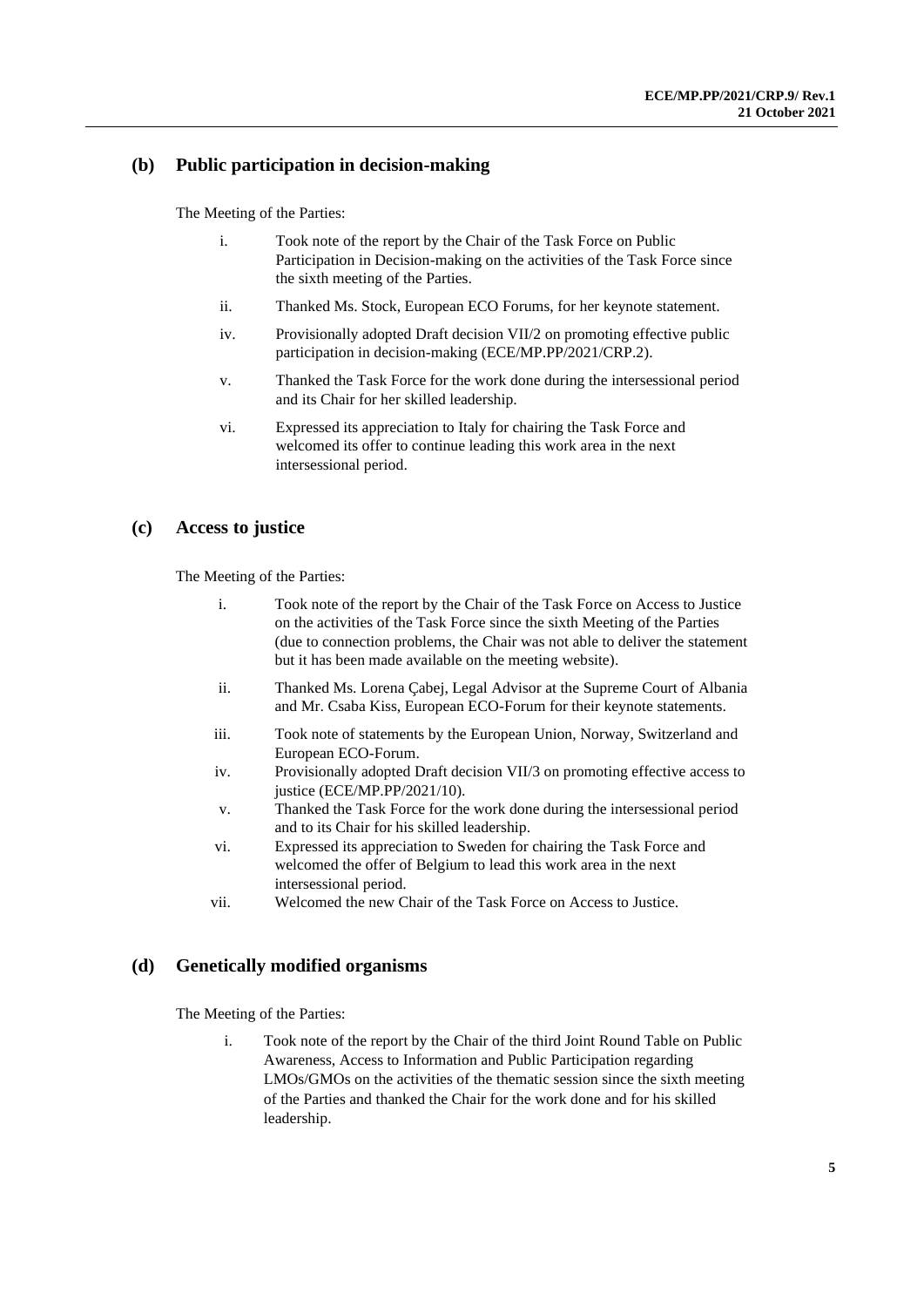## (b) Public participation in decision-making

The Meeting of the Parties:

i. Took note of the report by the Chair of the Task Force on Public Participation in Decision-making on the activities of the Task Force since the sixth meeting of the Parties.

ii. Thanked Ms. Stock, European ECO Forums, for her keynote statement.

iv. Provisionally adopted Draft decision VII/2 on promoting effective public participation in decision-making (ECE/MP.PP/2021/CRP.2).

v. Thanked the Task Force for the work done during the intersessional period and its Chair for her skilled leadership.

vi. Expressed its appreciation to Italy for chairing the Task Force and welcomed its offer to continue leading this work area in the next intersessional period.

## (c) Access to justice

The Meeting of the Parties:

i. Took note of the report by the Chair of the Task Force on Access to Justice on the activities of the Task Force since the sixth Meeting of the Parties (due to connection problems, the Chair was not able to deliver the statement but it has been made available on the meeting website).

ii. Thanked Ms. Lorena Çabej, Legal Advisor at the Supreme Court of Albania and Mr. Csaba Kiss, European ECO-Forum for their keynote statements.

iii. Took note of statements by the European Union, Norway, Switzerland and European ECO-Forum.

iv. Provisionally adopted Draft decision VII/3 on promoting effective access to justice (ECE/MP.PP/2021/10).

v. Thanked the Task Force for the work done during the intersessional period and to its Chair for his skilled leadership.

vi. Expressed its appreciation to Sweden for chairing the Task Force and welcomed the offer of Belgium to lead this work area in the next intersessional period.

vii. Welcomed the new Chair of the Task Force on Access to Justice.

## (d) Genetically modified organisms

The Meeting of the Parties:

i. Took note of the report by the Chair of the third Joint Round Table on Public Awareness, Access to Information and Public Participation regarding LMOs/GMOs on the activities of the thematic session since the sixth meeting of the Parties and thanked the Chair for the work done and for his skilled leadership.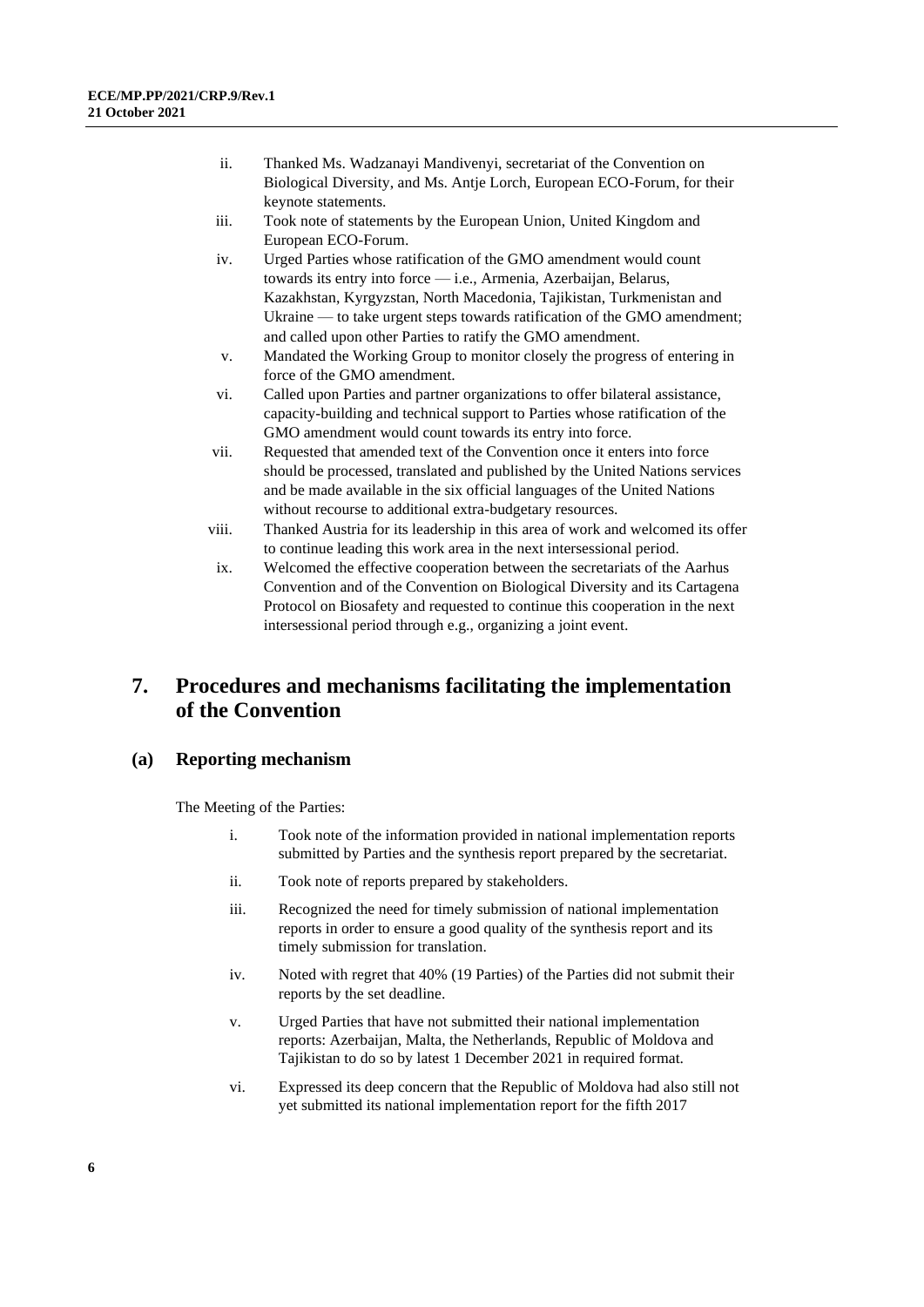ii. Thanked Ms. Wadzanayi Mandivenyi, secretariat of the Convention on Biological Diversity, and Ms. Antje Lorch, European ECO-Forum, for their keynote statements.

iii. Took note of statements by the European Union, United Kingdom and European ECO-Forum.

iv. Urged Parties whose ratification of the GMO amendment would count towards its entry into force — i.e., Armenia, Azerbaijan, Belarus, Kazakhstan, Kyrgyzstan, North Macedonia, Tajikistan, Turkmenistan and Ukraine — to take urgent steps towards ratification of the GMO amendment; and called upon other Parties to ratify the GMO amendment.

v. Mandated the Working Group to monitor closely the progress of entering in force of the GMO amendment.

vi. Called upon Parties and partner organizations to offer bilateral assistance, capacity-building and technical support to Parties whose ratification of the GMO amendment would count towards its entry into force.

vii. Requested that amended text of the Convention once it enters into force should be processed, translated and published by the United Nations services and be made available in the six official languages of the United Nations without recourse to additional extra-budgetary resources.

viii. Thanked Austria for its leadership in this area of work and welcomed its offer to continue leading this work area in the next intersessional period.

ix. Welcomed the effective cooperation between the secretariats of the Aarhus Convention and of the Convention on Biological Diversity and its Cartagena Protocol on Biosafety and requested to continue this cooperation in the next intersessional period through e.g., organizing a joint event.

# 7. Procedures and mechanisms facilitating the implementation of the Convention

## (a) Reporting mechanism

The Meeting of the Parties:

i. Took note of the information provided in national implementation reports submitted by Parties and the synthesis report prepared by the secretariat.

ii. Took note of reports prepared by stakeholders.

iii. Recognized the need for timely submission of national implementation reports in order to ensure a good quality of the synthesis report and its timely submission for translation.

iv. Noted with regret that 40% (19 Parties) of the Parties did not submit their reports by the set deadline.

v. Urged Parties that have not submitted their national implementation reports: Azerbaijan, Malta, the Netherlands, Republic of Moldova and Tajikistan to do so by latest 1 December 2021 in required format.

vi. Expressed its deep concern that the Republic of Moldova had also still not yet submitted its national implementation report for the fifth 2017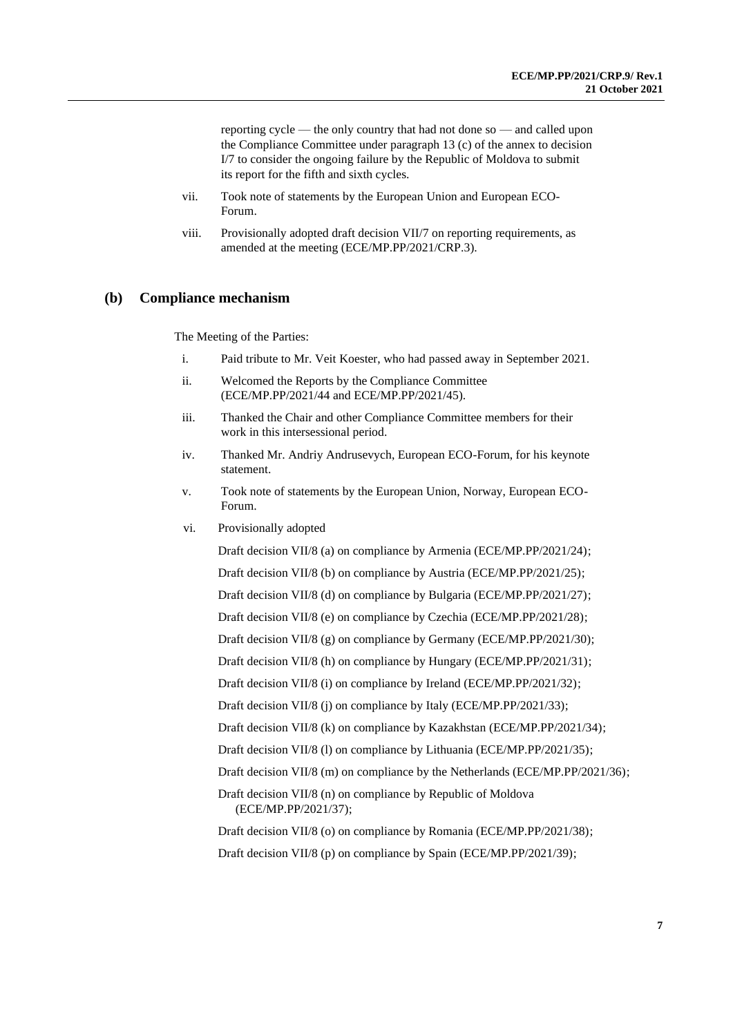reporting cycle — the only country that had not done so — and called upon the Compliance Committee under paragraph 13 (c) of the annex to decision I/7 to consider the ongoing failure by the Republic of Moldova to submit its report for the fifth and sixth cycles.

vii. Took note of statements by the European Union and European ECO-Forum.

viii. Provisionally adopted draft decision VII/7 on reporting requirements, as amended at the meeting (ECE/MP.PP/2021/CRP.3).

## (b) Compliance mechanism

The Meeting of the Parties:

i. Paid tribute to Mr. Veit Koester, who had passed away in September 2021.

ii. Welcomed the Reports by the Compliance Committee (ECE/MP.PP/2021/44 and ECE/MP.PP/2021/45).

iii. Thanked the Chair and other Compliance Committee members for their work in this intersessional period.

iv. Thanked Mr. Andriy Andrusevych, European ECO-Forum, for his keynote statement.

v. Took note of statements by the European Union, Norway, European ECO-Forum.

vi. Provisionally adopted

Draft decision VII/8 (a) on compliance by Armenia (ECE/MP.PP/2021/24);

Draft decision VII/8 (b) on compliance by Austria (ECE/MP.PP/2021/25);

Draft decision VII/8 (d) on compliance by Bulgaria (ECE/MP.PP/2021/27);

Draft decision VII/8 (e) on compliance by Czechia (ECE/MP.PP/2021/28);

Draft decision VII/8 (g) on compliance by Germany (ECE/MP.PP/2021/30);

Draft decision VII/8 (h) on compliance by Hungary (ECE/MP.PP/2021/31);

Draft decision VII/8 (i) on compliance by Ireland (ECE/MP.PP/2021/32);

Draft decision VII/8 (j) on compliance by Italy (ECE/MP.PP/2021/33);

Draft decision VII/8 (k) on compliance by Kazakhstan (ECE/MP.PP/2021/34);

Draft decision VII/8 (l) on compliance by Lithuania (ECE/MP.PP/2021/35);

Draft decision VII/8 (m) on compliance by the Netherlands (ECE/MP.PP/2021/36);

Draft decision VII/8 (n) on compliance by Republic of Moldova (ECE/MP.PP/2021/37);

Draft decision VII/8 (o) on compliance by Romania (ECE/MP.PP/2021/38);

Draft decision VII/8 (p) on compliance by Spain (ECE/MP.PP/2021/39);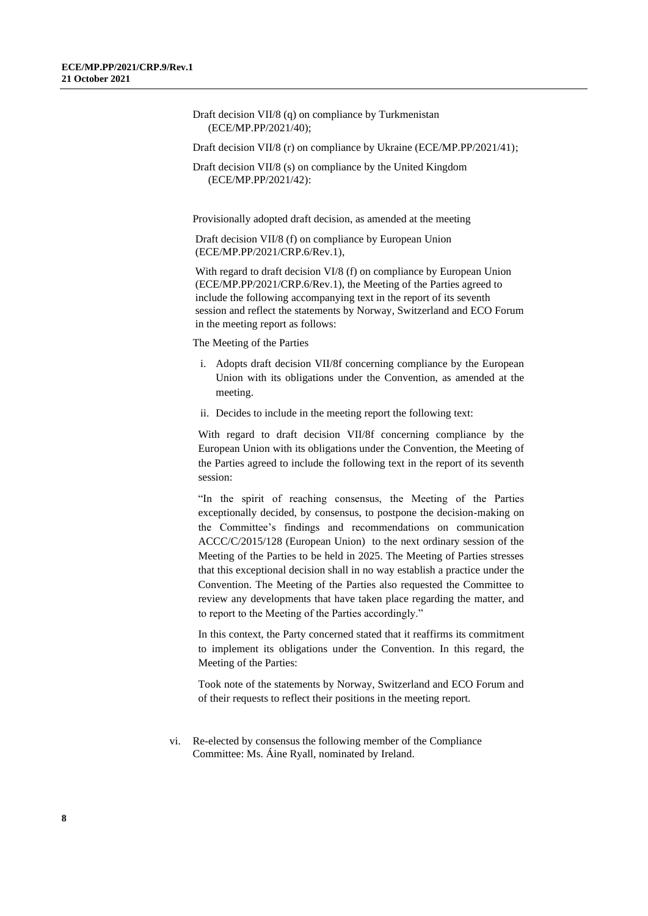Draft decision VII/8 (q) on compliance by Turkmenistan (ECE/MP.PP/2021/40);

Draft decision VII/8 (r) on compliance by Ukraine (ECE/MP.PP/2021/41);

Draft decision VII/8 (s) on compliance by the United Kingdom (ECE/MP.PP/2021/42):

Provisionally adopted draft decision, as amended at the meeting

Draft decision VII/8 (f) on compliance by European Union (ECE/MP.PP/2021/CRP.6/Rev.1),

With regard to draft decision VI/8 (f) on compliance by European Union (ECE/MP.PP/2021/CRP.6/Rev.1), the Meeting of the Parties agreed to include the following accompanying text in the report of its seventh session and reflect the statements by Norway, Switzerland and ECO Forum in the meeting report as follows:

The Meeting of the Parties

i. Adopts draft decision VII/8f concerning compliance by the European Union with its obligations under the Convention, as amended at the meeting.

ii. Decides to include in the meeting report the following text:

With regard to draft decision VII/8f concerning compliance by the European Union with its obligations under the Convention, the Meeting of the Parties agreed to include the following text in the report of its seventh session:

"In the spirit of reaching consensus, the Meeting of the Parties exceptionally decided, by consensus, to postpone the decision-making on the Committee's findings and recommendations on communication ACCC/C/2015/128 (European Union) to the next ordinary session of the Meeting of the Parties to be held in 2025. The Meeting of Parties stresses that this exceptional decision shall in no way establish a practice under the Convention. The Meeting of the Parties also requested the Committee to review any developments that have taken place regarding the matter, and to report to the Meeting of the Parties accordingly."

In this context, the Party concerned stated that it reaffirms its commitment to implement its obligations under the Convention. In this regard, the Meeting of the Parties:

Took note of the statements by Norway, Switzerland and ECO Forum and of their requests to reflect their positions in the meeting report.

vi. Re-elected by consensus the following member of the Compliance Committee: Ms. Áine Ryall, nominated by Ireland.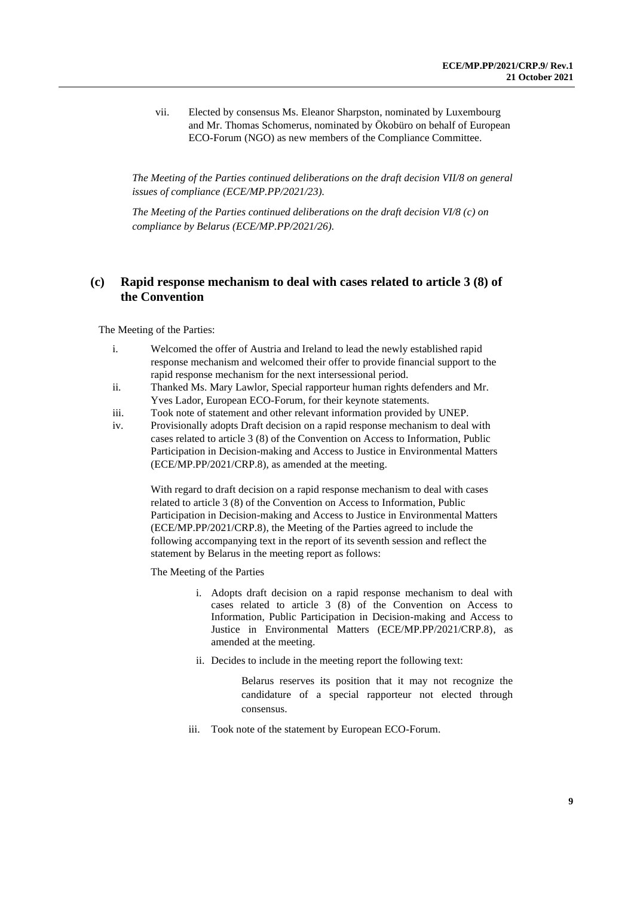vii. Elected by consensus Ms. Eleanor Sharpston, nominated by Luxembourg and Mr. Thomas Schomerus, nominated by Ökobüro on behalf of European ECO-Forum (NGO) as new members of the Compliance Committee.

*The Meeting of the Parties continued deliberations on the draft decision VII/8 on general issues of compliance (ECE/MP.PP/2021/23).*

*The Meeting of the Parties continued deliberations on the draft decision VI/8 (c) on compliance by Belarus (ECE/MP.PP/2021/26).*

## (c) Rapid response mechanism to deal with cases related to article 3 (8) of the Convention

The Meeting of the Parties:

i. Welcomed the offer of Austria and Ireland to lead the newly established rapid response mechanism and welcomed their offer to provide financial support to the rapid response mechanism for the next intersessional period.

ii. Thanked Ms. Mary Lawlor, Special rapporteur human rights defenders and Mr. Yves Lador, European ECO-Forum, for their keynote statements.

iii. Took note of statement and other relevant information provided by UNEP.

iv. Provisionally adopts Draft decision on a rapid response mechanism to deal with cases related to article 3 (8) of the Convention on Access to Information, Public Participation in Decision-making and Access to Justice in Environmental Matters (ECE/MP.PP/2021/CRP.8), as amended at the meeting.

With regard to draft decision on a rapid response mechanism to deal with cases related to article 3 (8) of the Convention on Access to Information, Public Participation in Decision-making and Access to Justice in Environmental Matters (ECE/MP.PP/2021/CRP.8), the Meeting of the Parties agreed to include the following accompanying text in the report of its seventh session and reflect the statement by Belarus in the meeting report as follows:

The Meeting of the Parties

i. Adopts draft decision on a rapid response mechanism to deal with cases related to article 3 (8) of the Convention on Access to Information, Public Participation in Decision-making and Access to Justice in Environmental Matters (ECE/MP.PP/2021/CRP.8), as amended at the meeting.

ii. Decides to include in the meeting report the following text:

> Belarus reserves its position that it may not recognize the candidature of a special rapporteur not elected through consensus.

iii. Took note of the statement by European ECO-Forum.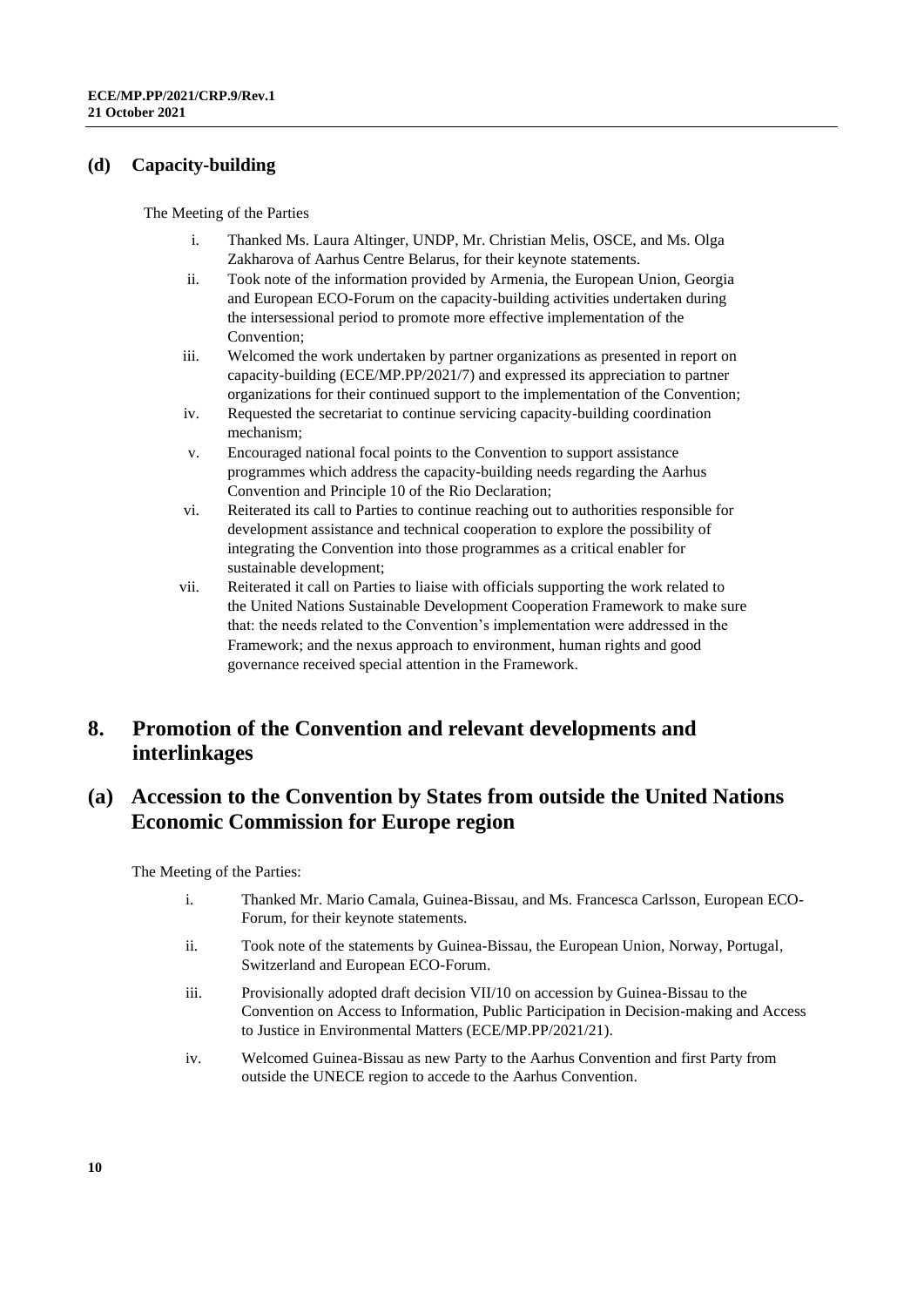### (d) Capacity-building

The Meeting of the Parties

i. Thanked Ms. Laura Altinger, UNDP, Mr. Christian Melis, OSCE, and Ms. Olga Zakharova of Aarhus Centre Belarus, for their keynote statements.
ii. Took note of the information provided by Armenia, the European Union, Georgia and European ECO-Forum on the capacity-building activities undertaken during the intersessional period to promote more effective implementation of the Convention;
iii. Welcomed the work undertaken by partner organizations as presented in report on capacity-building (ECE/MP.PP/2021/7) and expressed its appreciation to partner organizations for their continued support to the implementation of the Convention;
iv. Requested the secretariat to continue servicing capacity-building coordination mechanism;
v. Encouraged national focal points to the Convention to support assistance programmes which address the capacity-building needs regarding the Aarhus Convention and Principle 10 of the Rio Declaration;
vi. Reiterated its call to Parties to continue reaching out to authorities responsible for development assistance and technical cooperation to explore the possibility of integrating the Convention into those programmes as a critical enabler for sustainable development;
vii. Reiterated it call on Parties to liaise with officials supporting the work related to the United Nations Sustainable Development Cooperation Framework to make sure that: the needs related to the Convention's implementation were addressed in the Framework; and the nexus approach to environment, human rights and good governance received special attention in the Framework.

## 8. Promotion of the Convention and relevant developments and interlinkages

## (a) Accession to the Convention by States from outside the United Nations Economic Commission for Europe region

The Meeting of the Parties:

i. Thanked Mr. Mario Camala, Guinea-Bissau, and Ms. Francesca Carlsson, European ECO-Forum, for their keynote statements.

ii. Took note of the statements by Guinea-Bissau, the European Union, Norway, Portugal, Switzerland and European ECO-Forum.

iii. Provisionally adopted draft decision VII/10 on accession by Guinea-Bissau to the Convention on Access to Information, Public Participation in Decision-making and Access to Justice in Environmental Matters (ECE/MP.PP/2021/21).

iv. Welcomed Guinea-Bissau as new Party to the Aarhus Convention and first Party from outside the UNECE region to accede to the Aarhus Convention.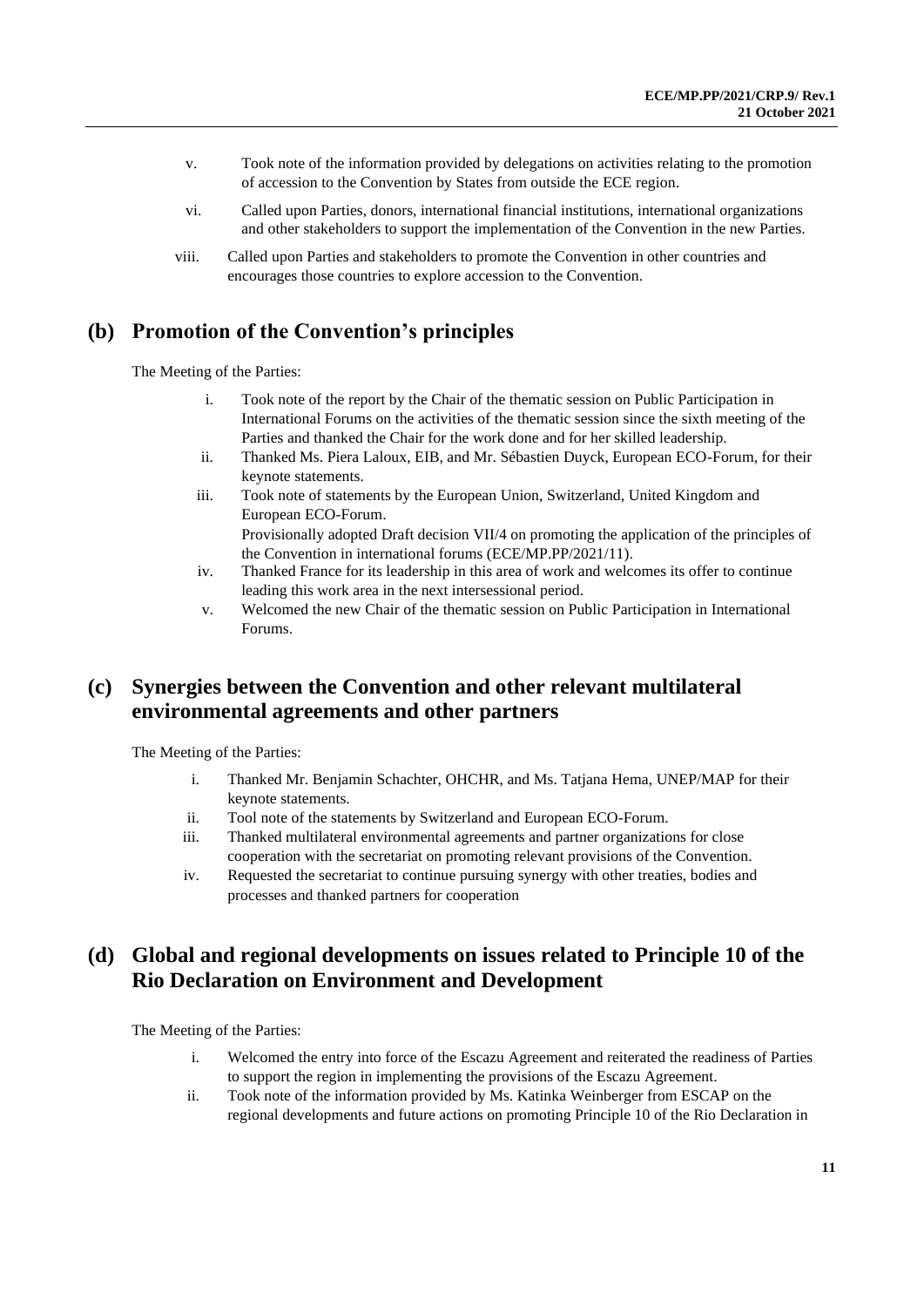v. Took note of the information provided by delegations on activities relating to the promotion of accession to the Convention by States from outside the ECE region.

vi. Called upon Parties, donors, international financial institutions, international organizations and other stakeholders to support the implementation of the Convention in the new Parties.

viii. Called upon Parties and stakeholders to promote the Convention in other countries and encourages those countries to explore accession to the Convention.

## (b) Promotion of the Convention's principles

The Meeting of the Parties:

i. Took note of the report by the Chair of the thematic session on Public Participation in International Forums on the activities of the thematic session since the sixth meeting of the Parties and thanked the Chair for the work done and for her skilled leadership.

ii. Thanked Ms. Piera Laloux, EIB, and Mr. Sébastien Duyck, European ECO-Forum, for their keynote statements.

iii. Took note of statements by the European Union, Switzerland, United Kingdom and European ECO-Forum.
Provisionally adopted Draft decision VII/4 on promoting the application of the principles of the Convention in international forums (ECE/MP.PP/2021/11).

iv. Thanked France for its leadership in this area of work and welcomes its offer to continue leading this work area in the next intersessional period.

v. Welcomed the new Chair of the thematic session on Public Participation in International Forums.

## (c) Synergies between the Convention and other relevant multilateral environmental agreements and other partners

The Meeting of the Parties:

i. Thanked Mr. Benjamin Schachter, OHCHR, and Ms. Tatjana Hema, UNEP/MAP for their keynote statements.

ii. Tool note of the statements by Switzerland and European ECO-Forum.

iii. Thanked multilateral environmental agreements and partner organizations for close cooperation with the secretariat on promoting relevant provisions of the Convention.

iv. Requested the secretariat to continue pursuing synergy with other treaties, bodies and processes and thanked partners for cooperation

## (d) Global and regional developments on issues related to Principle 10 of the Rio Declaration on Environment and Development

The Meeting of the Parties:

i. Welcomed the entry into force of the Escazu Agreement and reiterated the readiness of Parties to support the region in implementing the provisions of the Escazu Agreement.

ii. Took note of the information provided by Ms. Katinka Weinberger from ESCAP on the regional developments and future actions on promoting Principle 10 of the Rio Declaration in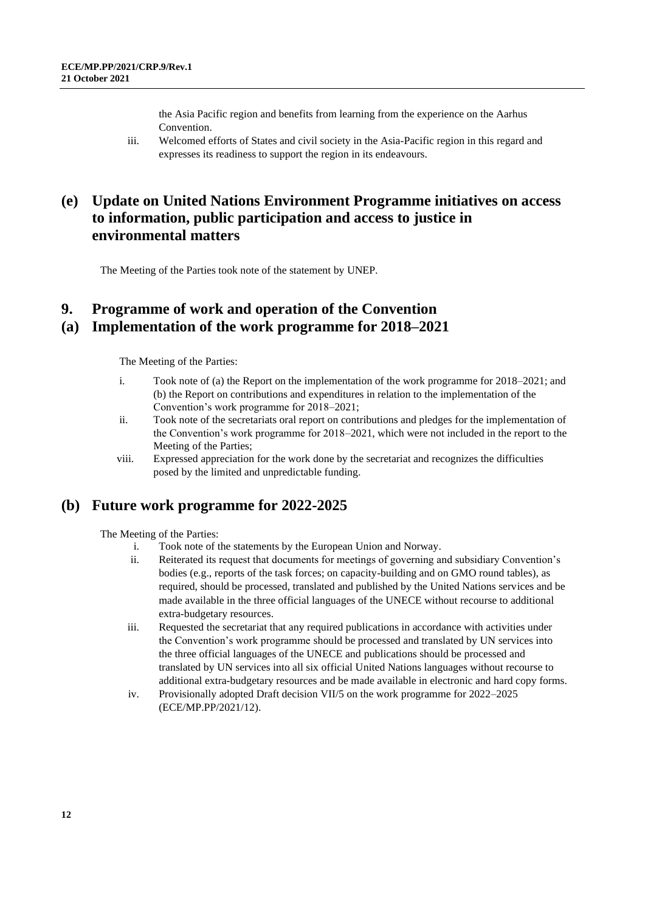the Asia Pacific region and benefits from learning from the experience on the Aarhus Convention.

iii. Welcomed efforts of States and civil society in the Asia-Pacific region in this regard and expresses its readiness to support the region in its endeavours.

## (e) Update on United Nations Environment Programme initiatives on access to information, public participation and access to justice in environmental matters

The Meeting of the Parties took note of the statement by UNEP.

## 9. Programme of work and operation of the Convention

## (a) Implementation of the work programme for 2018–2021

The Meeting of the Parties:

i. Took note of (a) the Report on the implementation of the work programme for 2018–2021; and (b) the Report on contributions and expenditures in relation to the implementation of the Convention's work programme for 2018–2021;

ii. Took note of the secretariats oral report on contributions and pledges for the implementation of the Convention's work programme for 2018–2021, which were not included in the report to the Meeting of the Parties;

viii. Expressed appreciation for the work done by the secretariat and recognizes the difficulties posed by the limited and unpredictable funding.

## (b) Future work programme for 2022-2025

The Meeting of the Parties:

i. Took note of the statements by the European Union and Norway.

ii. Reiterated its request that documents for meetings of governing and subsidiary Convention's bodies (e.g., reports of the task forces; on capacity-building and on GMO round tables), as required, should be processed, translated and published by the United Nations services and be made available in the three official languages of the UNECE without recourse to additional extra-budgetary resources.

iii. Requested the secretariat that any required publications in accordance with activities under the Convention's work programme should be processed and translated by UN services into the three official languages of the UNECE and publications should be processed and translated by UN services into all six official United Nations languages without recourse to additional extra-budgetary resources and be made available in electronic and hard copy forms.

iv. Provisionally adopted Draft decision VII/5 on the work programme for 2022–2025 (ECE/MP.PP/2021/12).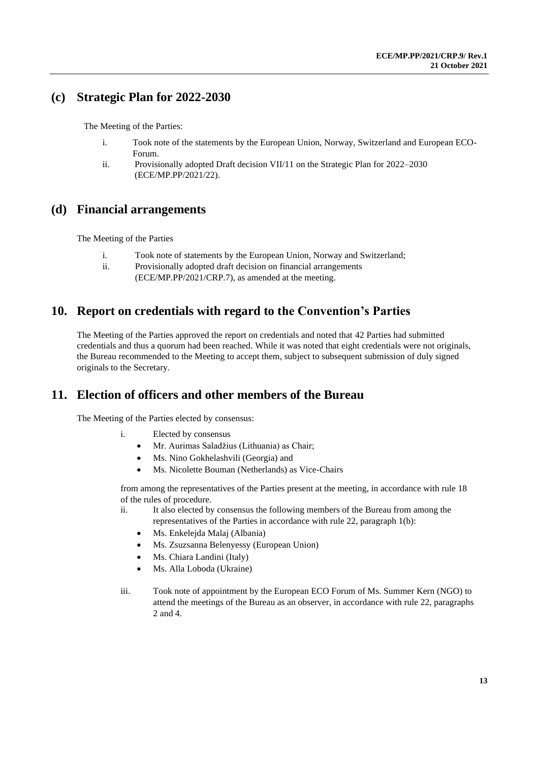## (c) Strategic Plan for 2022-2030

The Meeting of the Parties:

i. Took note of the statements by the European Union, Norway, Switzerland and European ECO-Forum.
ii. Provisionally adopted Draft decision VII/11 on the Strategic Plan for 2022–2030 (ECE/MP.PP/2021/22).

## (d) Financial arrangements

The Meeting of the Parties

i. Took note of statements by the European Union, Norway and Switzerland;
ii. Provisionally adopted draft decision on financial arrangements (ECE/MP.PP/2021/CRP.7), as amended at the meeting.

# 10. Report on credentials with regard to the Convention's Parties

The Meeting of the Parties approved the report on credentials and noted that 42 Parties had submitted credentials and thus a quorum had been reached. While it was noted that eight credentials were not originals, the Bureau recommended to the Meeting to accept them, subject to subsequent submission of duly signed originals to the Secretary.

# 11. Election of officers and other members of the Bureau

The Meeting of the Parties elected by consensus:

i. Elected by consensus
   - Mr. Aurimas Saladžius (Lithuania) as Chair;
   - Ms. Nino Gokhelashvili (Georgia) and
   - Ms. Nicolette Bouman (Netherlands) as Vice-Chairs

   from among the representatives of the Parties present at the meeting, in accordance with rule 18 of the rules of procedure.
ii. It also elected by consensus the following members of the Bureau from among the representatives of the Parties in accordance with rule 22, paragraph 1(b):
   - Ms. Enkelejda Malaj (Albania)
   - Ms. Zsuzsanna Belenyessy (European Union)
   - Ms. Chiara Landini (Italy)
   - Ms. Alla Loboda (Ukraine)

iii. Took note of appointment by the European ECO Forum of Ms. Summer Kern (NGO) to attend the meetings of the Bureau as an observer, in accordance with rule 22, paragraphs 2 and 4.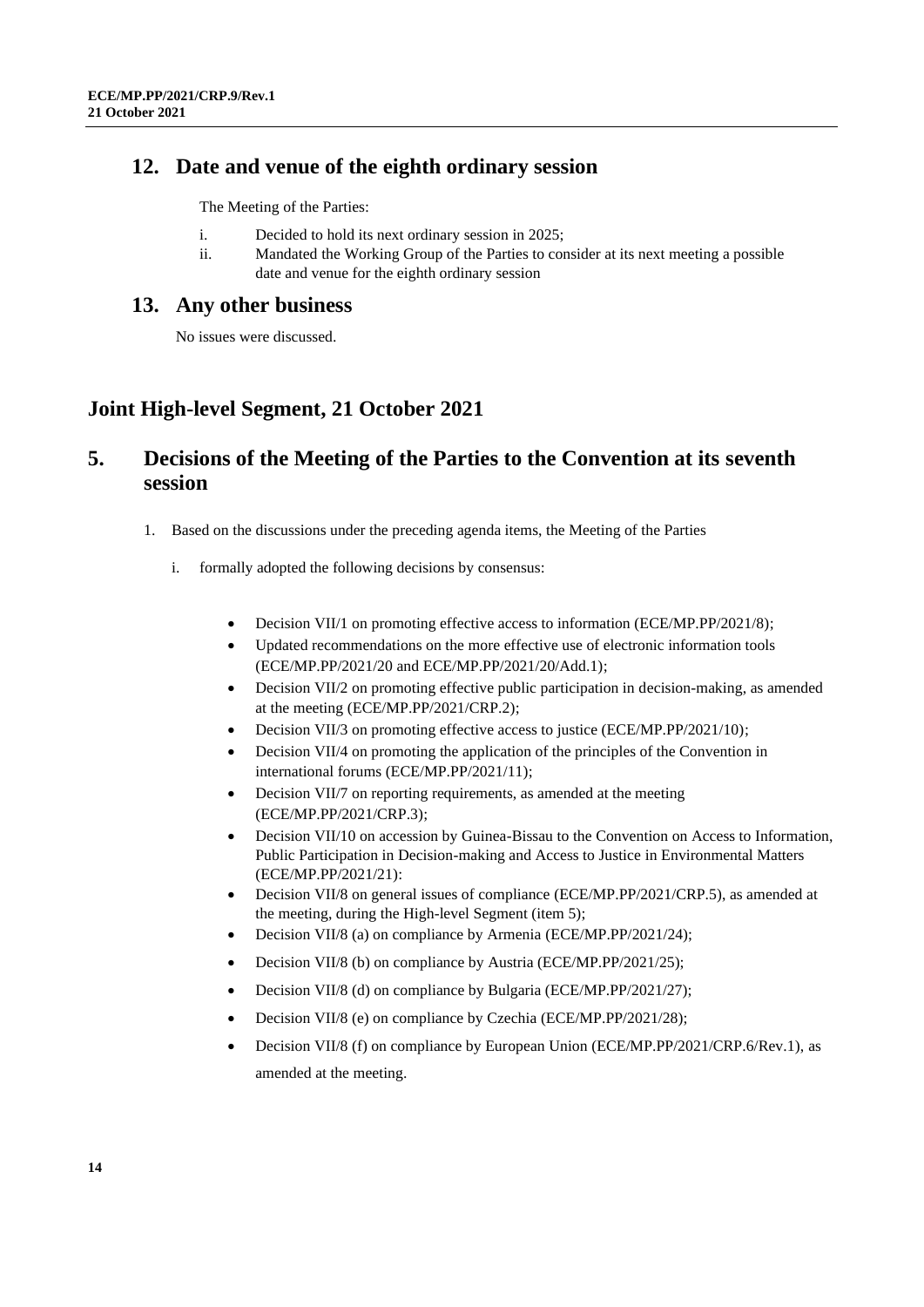## 12. Date and venue of the eighth ordinary session

The Meeting of the Parties:

i. Decided to hold its next ordinary session in 2025;
ii. Mandated the Working Group of the Parties to consider at its next meeting a possible date and venue for the eighth ordinary session

## 13. Any other business

No issues were discussed.

# Joint High-level Segment, 21 October 2021

## 5. Decisions of the Meeting of the Parties to the Convention at its seventh session

1. Based on the discussions under the preceding agenda items, the Meeting of the Parties

   i. formally adopted the following decisions by consensus:

      - Decision VII/1 on promoting effective access to information (ECE/MP.PP/2021/8);
      - Updated recommendations on the more effective use of electronic information tools (ECE/MP.PP/2021/20 and ECE/MP.PP/2021/20/Add.1);
      - Decision VII/2 on promoting effective public participation in decision-making, as amended at the meeting (ECE/MP.PP/2021/CRP.2);
      - Decision VII/3 on promoting effective access to justice (ECE/MP.PP/2021/10);
      - Decision VII/4 on promoting the application of the principles of the Convention in international forums (ECE/MP.PP/2021/11);
      - Decision VII/7 on reporting requirements, as amended at the meeting (ECE/MP.PP/2021/CRP.3);
      - Decision VII/10 on accession by Guinea-Bissau to the Convention on Access to Information, Public Participation in Decision-making and Access to Justice in Environmental Matters (ECE/MP.PP/2021/21):
      - Decision VII/8 on general issues of compliance (ECE/MP.PP/2021/CRP.5), as amended at the meeting, during the High-level Segment (item 5);
      - Decision VII/8 (a) on compliance by Armenia (ECE/MP.PP/2021/24);
      - Decision VII/8 (b) on compliance by Austria (ECE/MP.PP/2021/25);
      - Decision VII/8 (d) on compliance by Bulgaria (ECE/MP.PP/2021/27);
      - Decision VII/8 (e) on compliance by Czechia (ECE/MP.PP/2021/28);
      - Decision VII/8 (f) on compliance by European Union (ECE/MP.PP/2021/CRP.6/Rev.1), as amended at the meeting.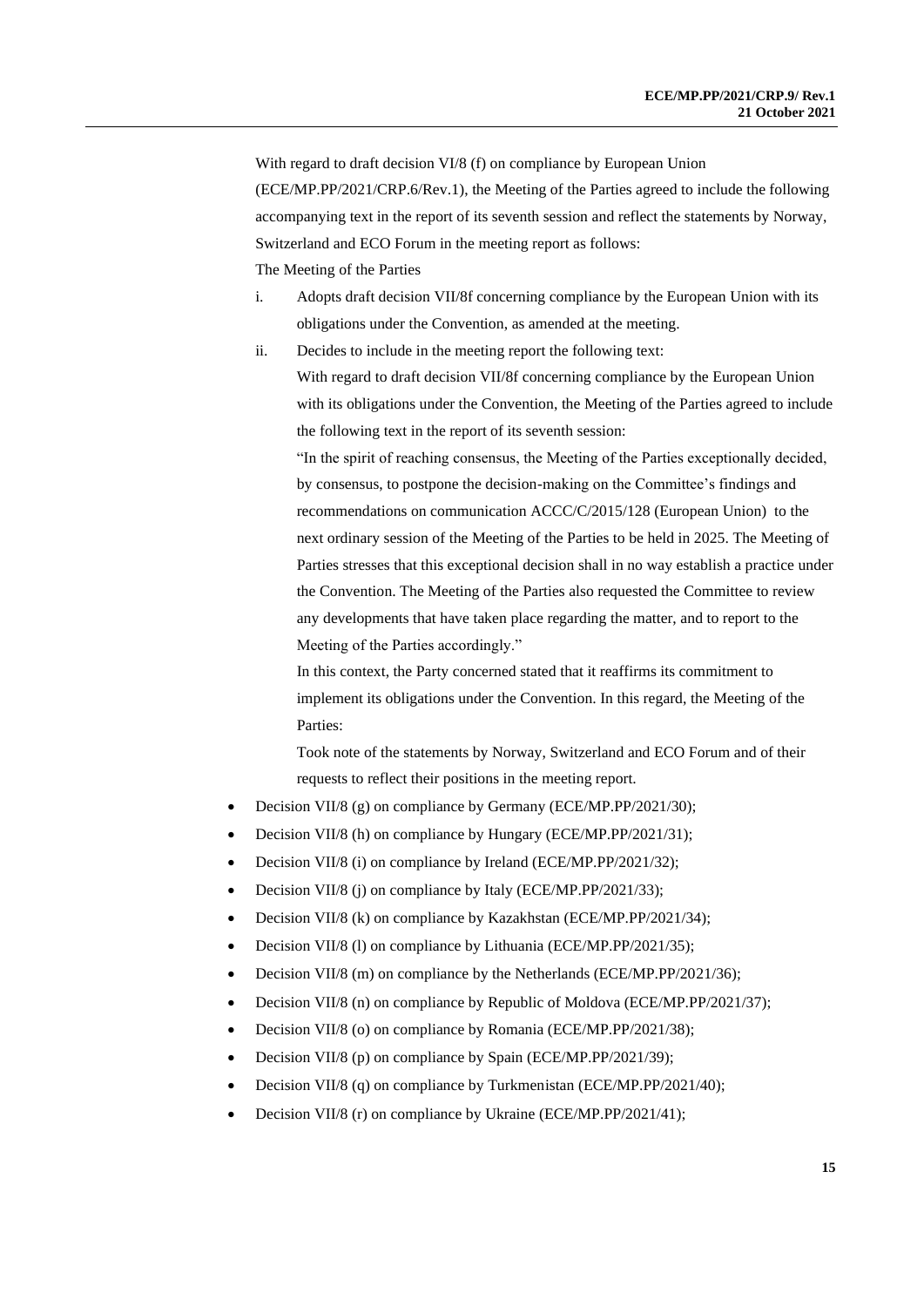With regard to draft decision VI/8 (f) on compliance by European Union (ECE/MP.PP/2021/CRP.6/Rev.1), the Meeting of the Parties agreed to include the following accompanying text in the report of its seventh session and reflect the statements by Norway, Switzerland and ECO Forum in the meeting report as follows:

The Meeting of the Parties

i. Adopts draft decision VII/8f concerning compliance by the European Union with its obligations under the Convention, as amended at the meeting.

ii. Decides to include in the meeting report the following text:

   With regard to draft decision VII/8f concerning compliance by the European Union with its obligations under the Convention, the Meeting of the Parties agreed to include the following text in the report of its seventh session:

   "In the spirit of reaching consensus, the Meeting of the Parties exceptionally decided, by consensus, to postpone the decision-making on the Committee's findings and recommendations on communication ACCC/C/2015/128 (European Union) to the next ordinary session of the Meeting of the Parties to be held in 2025. The Meeting of Parties stresses that this exceptional decision shall in no way establish a practice under the Convention. The Meeting of the Parties also requested the Committee to review any developments that have taken place regarding the matter, and to report to the Meeting of the Parties accordingly."

   In this context, the Party concerned stated that it reaffirms its commitment to implement its obligations under the Convention. In this regard, the Meeting of the Parties:

   Took note of the statements by Norway, Switzerland and ECO Forum and of their requests to reflect their positions in the meeting report.

- Decision VII/8 (g) on compliance by Germany (ECE/MP.PP/2021/30);
- Decision VII/8 (h) on compliance by Hungary (ECE/MP.PP/2021/31);
- Decision VII/8 (i) on compliance by Ireland (ECE/MP.PP/2021/32);
- Decision VII/8 (j) on compliance by Italy (ECE/MP.PP/2021/33);
- Decision VII/8 (k) on compliance by Kazakhstan (ECE/MP.PP/2021/34);
- Decision VII/8 (l) on compliance by Lithuania (ECE/MP.PP/2021/35);
- Decision VII/8 (m) on compliance by the Netherlands (ECE/MP.PP/2021/36);
- Decision VII/8 (n) on compliance by Republic of Moldova (ECE/MP.PP/2021/37);
- Decision VII/8 (o) on compliance by Romania (ECE/MP.PP/2021/38);
- Decision VII/8 (p) on compliance by Spain (ECE/MP.PP/2021/39);
- Decision VII/8 (q) on compliance by Turkmenistan (ECE/MP.PP/2021/40);
- Decision VII/8 (r) on compliance by Ukraine (ECE/MP.PP/2021/41);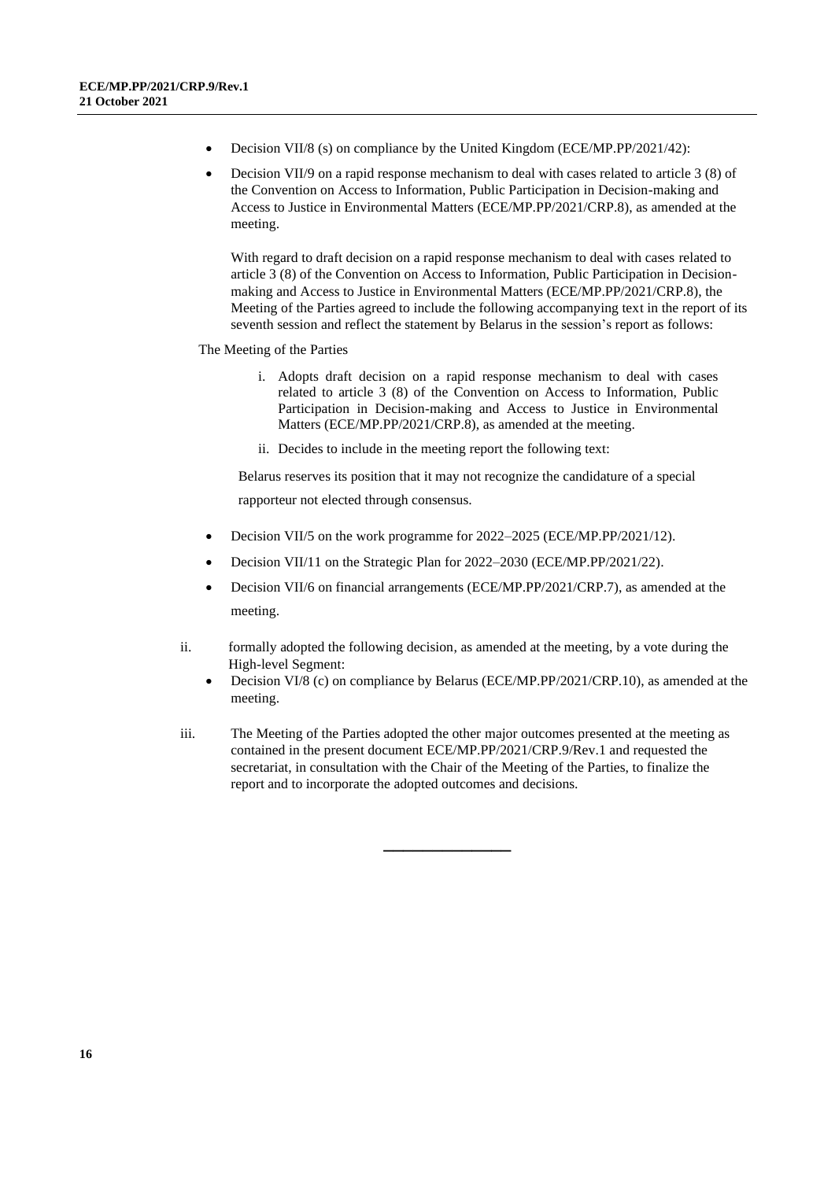- Decision VII/8 (s) on compliance by the United Kingdom (ECE/MP.PP/2021/42):
- Decision VII/9 on a rapid response mechanism to deal with cases related to article 3 (8) of the Convention on Access to Information, Public Participation in Decision-making and Access to Justice in Environmental Matters (ECE/MP.PP/2021/CRP.8), as amended at the meeting.

  With regard to draft decision on a rapid response mechanism to deal with cases related to article 3 (8) of the Convention on Access to Information, Public Participation in Decision-making and Access to Justice in Environmental Matters (ECE/MP.PP/2021/CRP.8), the Meeting of the Parties agreed to include the following accompanying text in the report of its seventh session and reflect the statement by Belarus in the session's report as follows:

The Meeting of the Parties

i. Adopts draft decision on a rapid response mechanism to deal with cases related to article 3 (8) of the Convention on Access to Information, Public Participation in Decision-making and Access to Justice in Environmental Matters (ECE/MP.PP/2021/CRP.8), as amended at the meeting.

ii. Decides to include in the meeting report the following text:

Belarus reserves its position that it may not recognize the candidature of a special rapporteur not elected through consensus.

- Decision VII/5 on the work programme for 2022–2025 (ECE/MP.PP/2021/12).
- Decision VII/11 on the Strategic Plan for 2022–2030 (ECE/MP.PP/2021/22).
- Decision VII/6 on financial arrangements (ECE/MP.PP/2021/CRP.7), as amended at the meeting.

ii. formally adopted the following decision, as amended at the meeting, by a vote during the High-level Segment:

- Decision VI/8 (c) on compliance by Belarus (ECE/MP.PP/2021/CRP.10), as amended at the meeting.

iii. The Meeting of the Parties adopted the other major outcomes presented at the meeting as contained in the present document ECE/MP.PP/2021/CRP.9/Rev.1 and requested the secretariat, in consultation with the Chair of the Meeting of the Parties, to finalize the report and to incorporate the adopted outcomes and decisions.